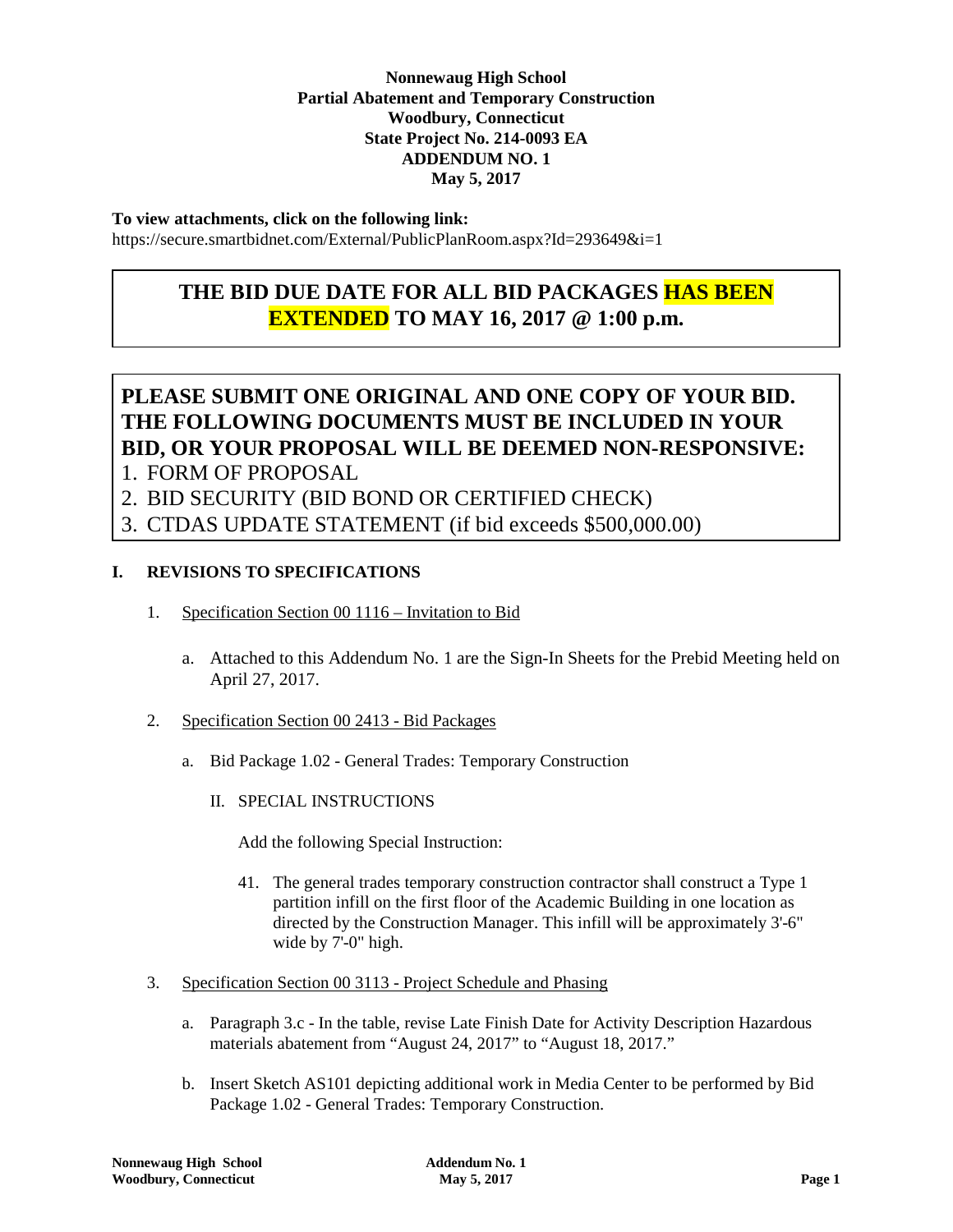**Nonnewaug High School**
**Partial Abatement and Temporary Construction**
**Woodbury, Connecticut**
**State Project No. 214-0093 EA**
**ADDENDUM NO. 1**
**May 5, 2017**

**To view attachments, click on the following link:**
https://secure.smartbidnet.com/External/PublicPlanRoom.aspx?Id=293649&i=1

## THE BID DUE DATE FOR ALL BID PACKAGES HAS BEEN EXTENDED TO MAY 16, 2017 @ 1:00 p.m.

## PLEASE SUBMIT ONE ORIGINAL AND ONE COPY OF YOUR BID. THE FOLLOWING DOCUMENTS MUST BE INCLUDED IN YOUR BID, OR YOUR PROPOSAL WILL BE DEEMED NON-RESPONSIVE:

1. FORM OF PROPOSAL
2. BID SECURITY (BID BOND OR CERTIFIED CHECK)
3. CTDAS UPDATE STATEMENT (if bid exceeds $500,000.00)

### I. REVISIONS TO SPECIFICATIONS

1. Specification Section 00 1116 – Invitation to Bid

   a. Attached to this Addendum No. 1 are the Sign-In Sheets for the Prebid Meeting held on April 27, 2017.

2. Specification Section 00 2413 - Bid Packages

   a. Bid Package 1.02 - General Trades: Temporary Construction

      II. SPECIAL INSTRUCTIONS

      Add the following Special Instruction:

      41. The general trades temporary construction contractor shall construct a Type 1 partition infill on the first floor of the Academic Building in one location as directed by the Construction Manager. This infill will be approximately 3'-6" wide by 7'-0" high.

3. Specification Section 00 3113 - Project Schedule and Phasing

   a. Paragraph 3.c - In the table, revise Late Finish Date for Activity Description Hazardous materials abatement from "August 24, 2017" to "August 18, 2017."

   b. Insert Sketch AS101 depicting additional work in Media Center to be performed by Bid Package 1.02 - General Trades: Temporary Construction.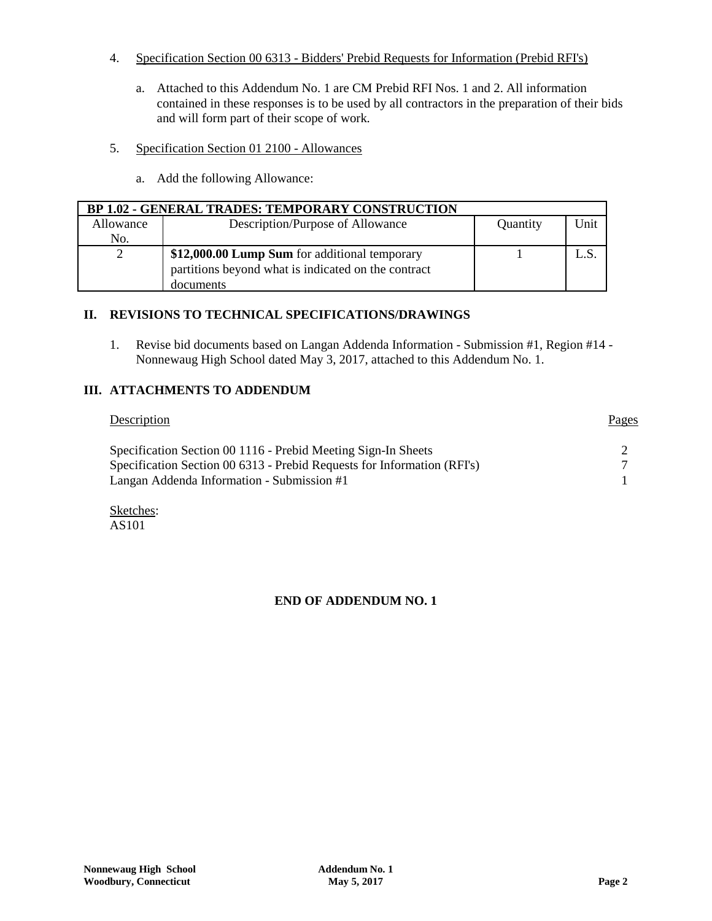4. Specification Section 00 6313 - Bidders' Prebid Requests for Information (Prebid RFI's)

    a. Attached to this Addendum No. 1 are CM Prebid RFI Nos. 1 and 2. All information contained in these responses is to be used by all contractors in the preparation of their bids and will form part of their scope of work.

5. Specification Section 01 2100 - Allowances

    a. Add the following Allowance:

| BP 1.02 - GENERAL TRADES: TEMPORARY CONSTRUCTION | | | |
|---|---|---|---|
| Allowance No. | Description/Purpose of Allowance | Quantity | Unit |
| 2 | **$12,000.00 Lump Sum** for additional temporary partitions beyond what is indicated on the contract documents | 1 | L.S. |

## II. REVISIONS TO TECHNICAL SPECIFICATIONS/DRAWINGS

1. Revise bid documents based on Langan Addenda Information - Submission #1, Region #14 - Nonnewaug High School dated May 3, 2017, attached to this Addendum No. 1.

## III. ATTACHMENTS TO ADDENDUM

| Description | Pages |
|---|---|
| Specification Section 00 1116 - Prebid Meeting Sign-In Sheets | 2 |
| Specification Section 00 6313 - Prebid Requests for Information (RFI's) | 7 |
| Langan Addenda Information - Submission #1 | 1 |

Sketches:
AS101

**END OF ADDENDUM NO. 1**